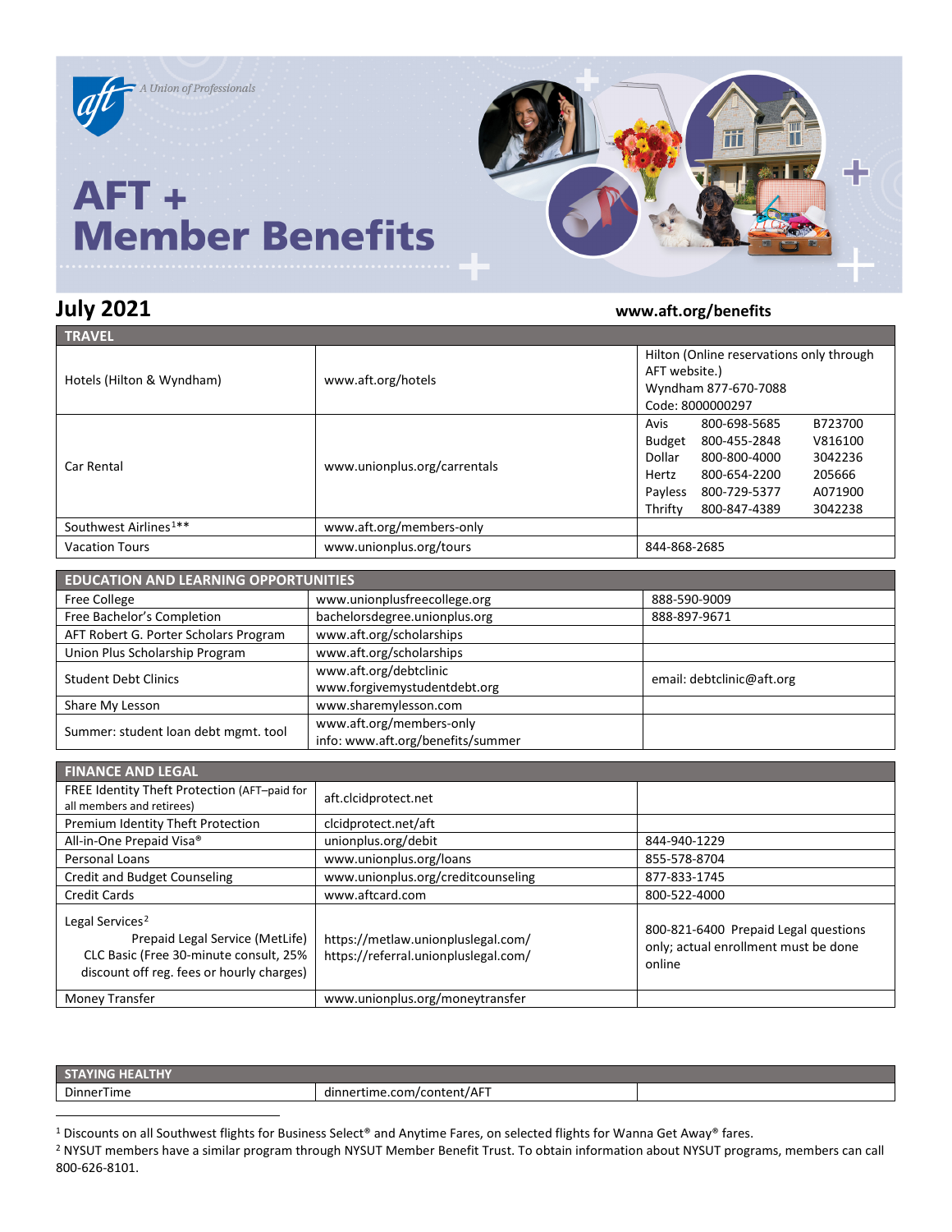# AFT + Member Benefits

*A Union of Professionals*

**July 2021** **www.aft.org/benefits**

| TRAVEL | | |
|---|---|---|
| Hotels (Hilton & Wyndham) | www.aft.org/hotels | Hilton (Online reservations only through AFT website.)<br>Wyndham 877-670-7088<br>Code: 8000000297 |
| Car Rental | www.unionplus.org/carrentals | Avis 800-698-5685 B723700<br>Budget 800-455-2848 V816100<br>Dollar 800-800-4000 3042236<br>Hertz 800-654-2200 205666<br>Payless 800-729-5377 A071900<br>Thrifty 800-847-4389 3042238 |
| Southwest Airlines[1]** | www.aft.org/members-only | |
| Vacation Tours | www.unionplus.org/tours | 844-868-2685 |

| EDUCATION AND LEARNING OPPORTUNITIES | | |
|---|---|---|
| Free College | www.unionplusfreecollege.org | 888-590-9009 |
| Free Bachelor's Completion | bachelorsdegree.unionplus.org | 888-897-9671 |
| AFT Robert G. Porter Scholars Program | www.aft.org/scholarships | |
| Union Plus Scholarship Program | www.aft.org/scholarships | |
| Student Debt Clinics | www.aft.org/debtclinic<br>www.forgivemystudentdebt.org | email: debtclinic@aft.org |
| Share My Lesson | www.sharemylesson.com | |
| Summer: student loan debt mgmt. tool | www.aft.org/members-only<br>info: www.aft.org/benefits/summer | |

| FINANCE AND LEGAL | | |
|---|---|---|
| FREE Identity Theft Protection (AFT–paid for all members and retirees) | aft.clcidprotect.net | |
| Premium Identity Theft Protection | clcidprotect.net/aft | |
| All-in-One Prepaid Visa® | unionplus.org/debit | 844-940-1229 |
| Personal Loans | www.unionplus.org/loans | 855-578-8704 |
| Credit and Budget Counseling | www.unionplus.org/creditcounseling | 877-833-1745 |
| Credit Cards | www.aftcard.com | 800-522-4000 |
| Legal Services[2]<br>Prepaid Legal Service (MetLife)<br>CLC Basic (Free 30-minute consult, 25% discount off reg. fees or hourly charges) | https://metlaw.unionpluslegal.com/<br>https://referral.unionpluslegal.com/ | 800-821-6400 Prepaid Legal questions only; actual enrollment must be done online |
| Money Transfer | www.unionplus.org/moneytransfer | |

| STAYING HEALTHY | | |
|---|---|---|
| DinnerTime | dinnertime.com/content/AFT | |

[1] Discounts on all Southwest flights for Business Select® and Anytime Fares, on selected flights for Wanna Get Away® fares.

[2] NYSUT members have a similar program through NYSUT Member Benefit Trust. To obtain information about NYSUT programs, members can call 800-626-8101.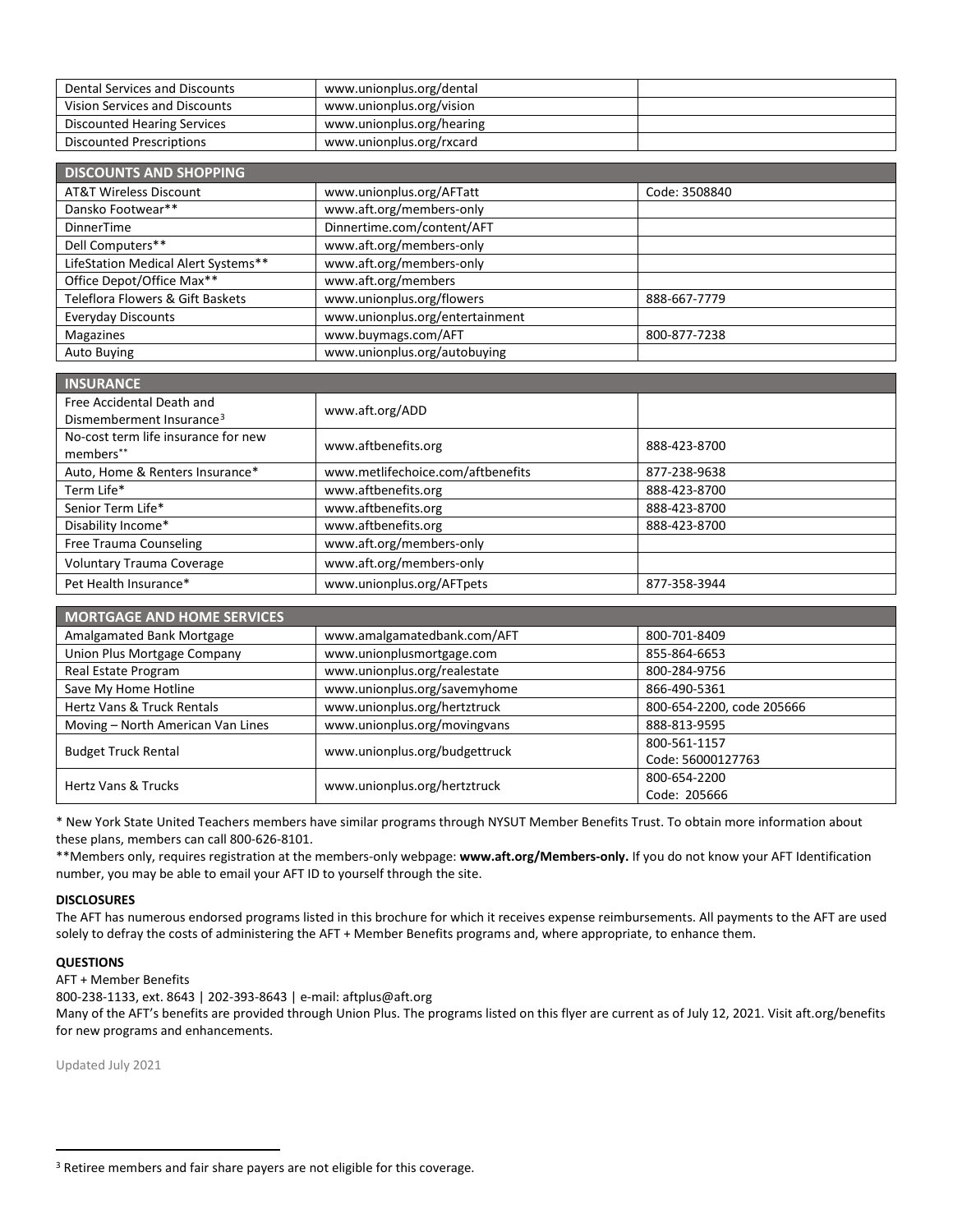| | | |
|---|---|---|
| Dental Services and Discounts | www.unionplus.org/dental | |
| Vision Services and Discounts | www.unionplus.org/vision | |
| Discounted Hearing Services | www.unionplus.org/hearing | |
| Discounted Prescriptions | www.unionplus.org/rxcard | |

| DISCOUNTS AND SHOPPING | | |
|---|---|---|
| AT&T Wireless Discount | www.unionplus.org/AFTatt | Code: 3508840 |
| Dansko Footwear** | www.aft.org/members-only | |
| DinnerTime | Dinnertime.com/content/AFT | |
| Dell Computers** | www.aft.org/members-only | |
| LifeStation Medical Alert Systems** | www.aft.org/members-only | |
| Office Depot/Office Max** | www.aft.org/members | |
| Teleflora Flowers & Gift Baskets | www.unionplus.org/flowers | 888-667-7779 |
| Everyday Discounts | www.unionplus.org/entertainment | |
| Magazines | www.buymags.com/AFT | 800-877-7238 |
| Auto Buying | www.unionplus.org/autobuying | |

| INSURANCE | | |
|---|---|---|
| Free Accidental Death and Dismemberment Insurance[3] | www.aft.org/ADD | |
| No-cost term life insurance for new members** | www.aftbenefits.org | 888-423-8700 |
| Auto, Home & Renters Insurance* | www.metlifechoice.com/aftbenefits | 877-238-9638 |
| Term Life* | www.aftbenefits.org | 888-423-8700 |
| Senior Term Life* | www.aftbenefits.org | 888-423-8700 |
| Disability Income* | www.aftbenefits.org | 888-423-8700 |
| Free Trauma Counseling | www.aft.org/members-only | |
| Voluntary Trauma Coverage | www.aft.org/members-only | |
| Pet Health Insurance* | www.unionplus.org/AFTpets | 877-358-3944 |

| MORTGAGE AND HOME SERVICES | | |
|---|---|---|
| Amalgamated Bank Mortgage | www.amalgamatedbank.com/AFT | 800-701-8409 |
| Union Plus Mortgage Company | www.unionplusmortgage.com | 855-864-6653 |
| Real Estate Program | www.unionplus.org/realestate | 800-284-9756 |
| Save My Home Hotline | www.unionplus.org/savemyhome | 866-490-5361 |
| Hertz Vans & Truck Rentals | www.unionplus.org/hertztruck | 800-654-2200, code 205666 |
| Moving – North American Van Lines | www.unionplus.org/movingvans | 888-813-9595 |
| Budget Truck Rental | www.unionplus.org/budgettruck | 800-561-1157 Code: 56000127763 |
| Hertz Vans & Trucks | www.unionplus.org/hertztruck | 800-654-2200 Code: 205666 |

* New York State United Teachers members have similar programs through NYSUT Member Benefits Trust. To obtain more information about these plans, members can call 800-626-8101.

**Members only, requires registration at the members-only webpage: **www.aft.org/Members-only.** If you do not know your AFT Identification number, you may be able to email your AFT ID to yourself through the site.

**DISCLOSURES**

The AFT has numerous endorsed programs listed in this brochure for which it receives expense reimbursements. All payments to the AFT are used solely to defray the costs of administering the AFT + Member Benefits programs and, where appropriate, to enhance them.

**QUESTIONS**

AFT + Member Benefits

800-238-1133, ext. 8643 | 202-393-8643 | e-mail: aftplus@aft.org

Many of the AFT's benefits are provided through Union Plus. The programs listed on this flyer are current as of July 12, 2021. Visit aft.org/benefits for new programs and enhancements.

Updated July 2021

[3] Retiree members and fair share payers are not eligible for this coverage.